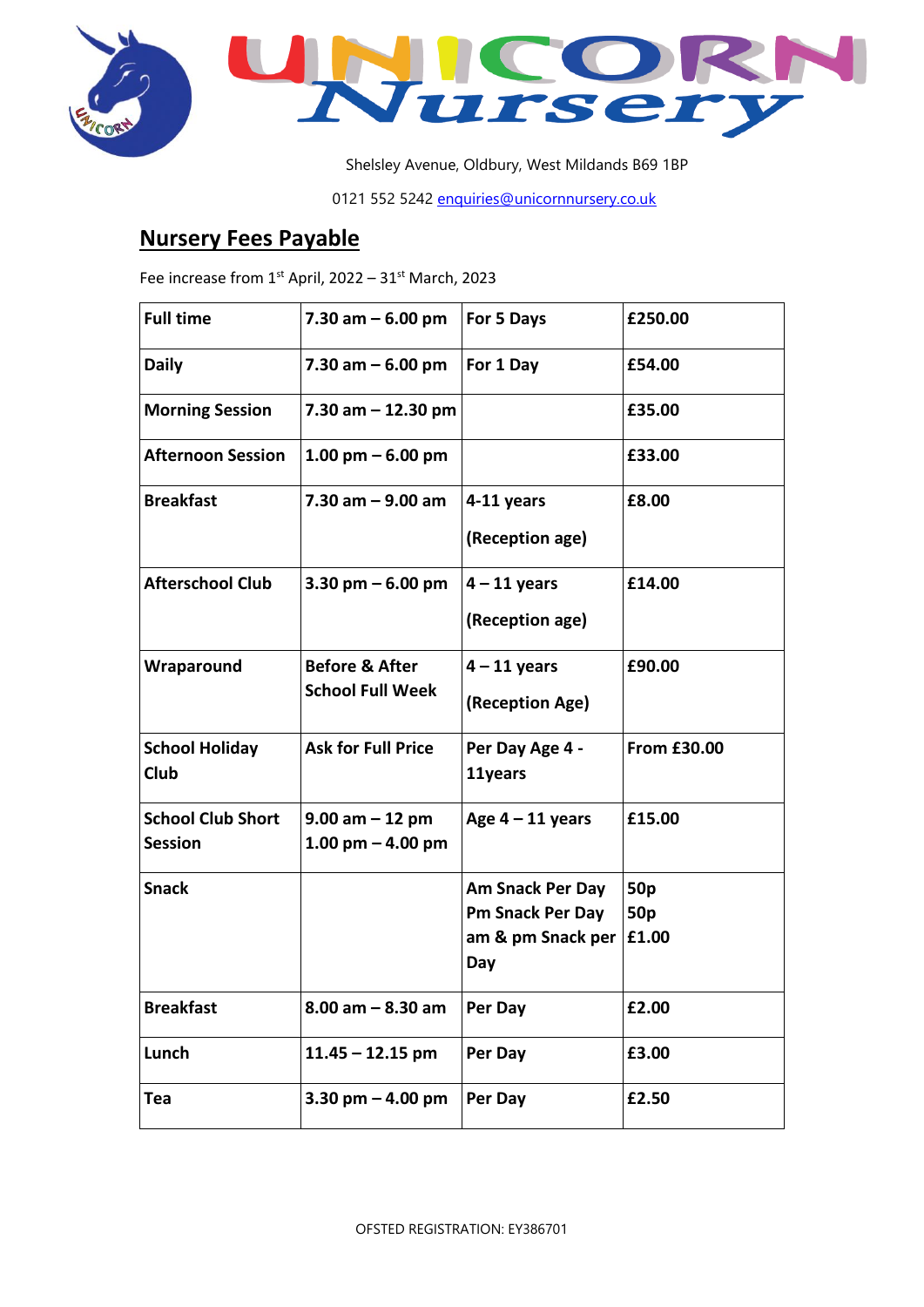# UNICORN Nursery

Shelsley Avenue, Oldbury, West Mildands B69 1BP

0121 552 5242 enquiries@unicornnursery.co.uk

## Nursery Fees Payable

Fee increase from 1st April, 2022 – 31st March, 2023

| **Full time** | **7.30 am – 6.00 pm** | **For 5 Days** | **£250.00** |
|---|---|---|---|
| **Daily** | **7.30 am – 6.00 pm** | **For 1 Day** | **£54.00** |
| **Morning Session** | **7.30 am – 12.30 pm** | | **£35.00** |
| **Afternoon Session** | **1.00 pm – 6.00 pm** | | **£33.00** |
| **Breakfast** | **7.30 am – 9.00 am** | **4-11 years (Reception age)** | **£8.00** |
| **Afterschool Club** | **3.30 pm – 6.00 pm** | **4 – 11 years (Reception age)** | **£14.00** |
| **Wraparound** | **Before & After School Full Week** | **4 – 11 years (Reception Age)** | **£90.00** |
| **School Holiday Club** | **Ask for Full Price** | **Per Day Age 4 - 11years** | **From £30.00** |
| **School Club Short Session** | **9.00 am – 12 pm 1.00 pm – 4.00 pm** | **Age 4 – 11 years** | **£15.00** |
| **Snack** | | **Am Snack Per Day Pm Snack Per Day am & pm Snack per Day** | **50p 50p £1.00** |
| **Breakfast** | **8.00 am – 8.30 am** | **Per Day** | **£2.00** |
| **Lunch** | **11.45 – 12.15 pm** | **Per Day** | **£3.00** |
| **Tea** | **3.30 pm – 4.00 pm** | **Per Day** | **£2.50** |

OFSTED REGISTRATION: EY386701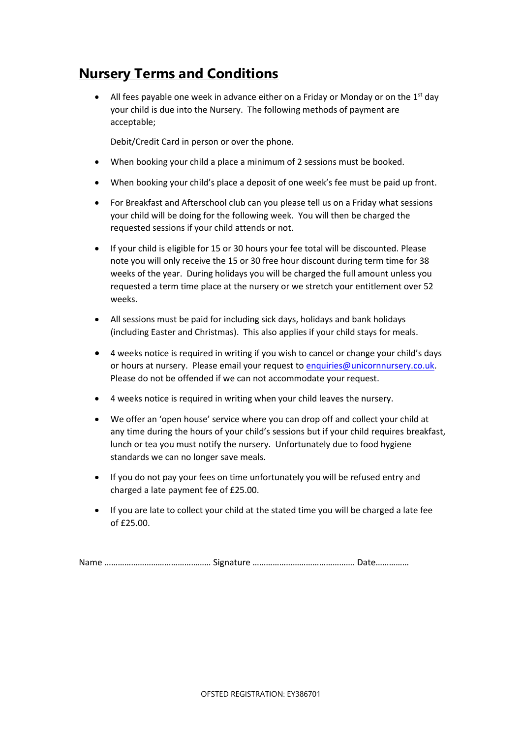# Nursery Terms and Conditions

- All fees payable one week in advance either on a Friday or Monday or on the 1st day your child is due into the Nursery. The following methods of payment are acceptable;

  Debit/Credit Card in person or over the phone.

- When booking your child a place a minimum of 2 sessions must be booked.
- When booking your child's place a deposit of one week's fee must be paid up front.
- For Breakfast and Afterschool club can you please tell us on a Friday what sessions your child will be doing for the following week. You will then be charged the requested sessions if your child attends or not.
- If your child is eligible for 15 or 30 hours your fee total will be discounted. Please note you will only receive the 15 or 30 free hour discount during term time for 38 weeks of the year. During holidays you will be charged the full amount unless you requested a term time place at the nursery or we stretch your entitlement over 52 weeks.
- All sessions must be paid for including sick days, holidays and bank holidays (including Easter and Christmas). This also applies if your child stays for meals.
- 4 weeks notice is required in writing if you wish to cancel or change your child's days or hours at nursery. Please email your request to enquiries@unicornnursery.co.uk. Please do not be offended if we can not accommodate your request.
- 4 weeks notice is required in writing when your child leaves the nursery.
- We offer an 'open house' service where you can drop off and collect your child at any time during the hours of your child's sessions but if your child requires breakfast, lunch or tea you must notify the nursery. Unfortunately due to food hygiene standards we can no longer save meals.
- If you do not pay your fees on time unfortunately you will be refused entry and charged a late payment fee of £25.00.
- If you are late to collect your child at the stated time you will be charged a late fee of £25.00.

Name ……………………………………… Signature ………………………………………. Date……………

OFSTED REGISTRATION: EY386701